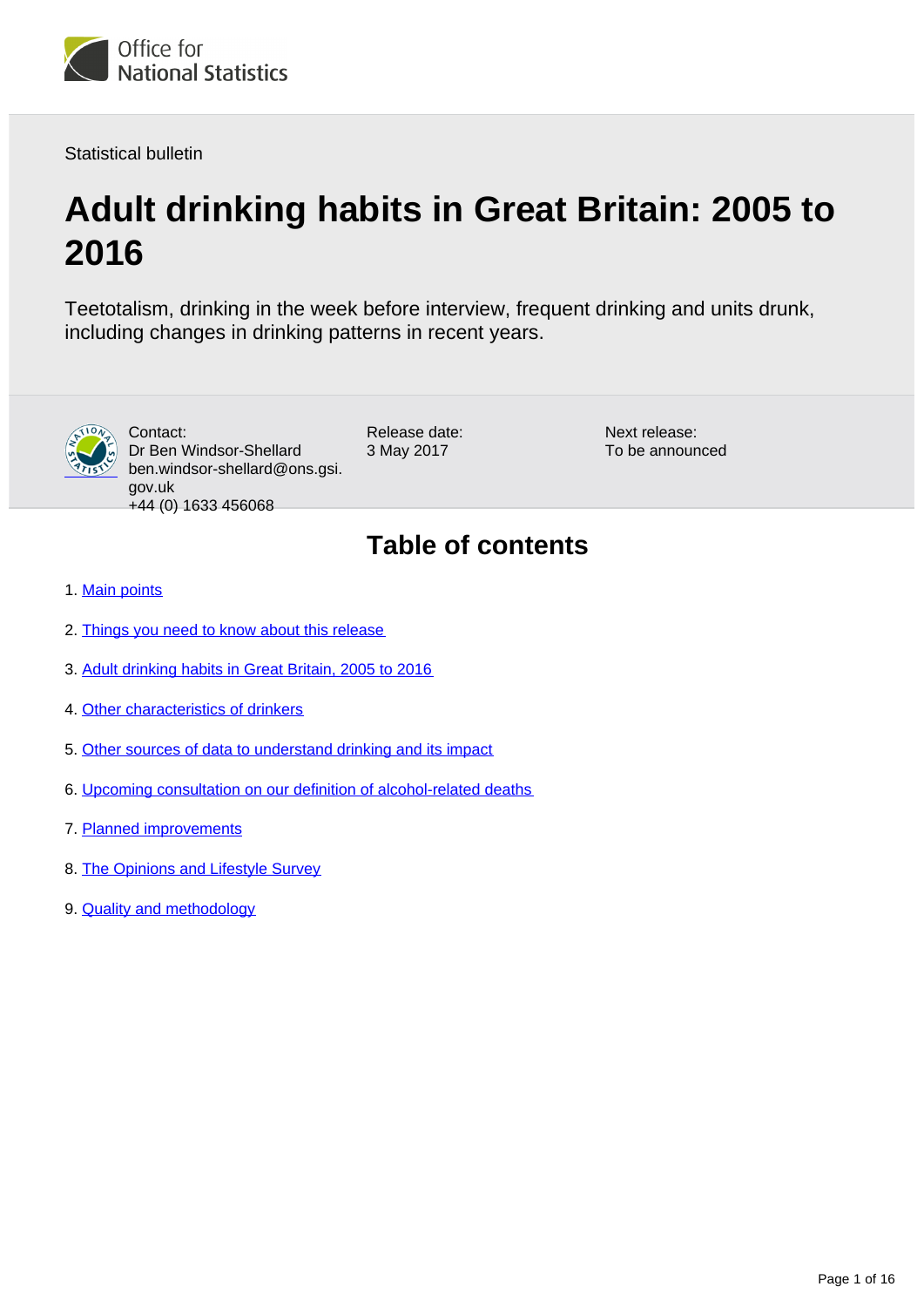Office for National Statistics

Statistical bulletin

# Adult drinking habits in Great Britain: 2005 to 2016

Teetotalism, drinking in the week before interview, frequent drinking and units drunk, including changes in drinking patterns in recent years.

Contact:
Dr Ben Windsor-Shellard
ben.windsor-shellard@ons.gsi.gov.uk
+44 (0) 1633 456068

Release date:
3 May 2017

Next release:
To be announced

## Table of contents

1. Main points
2. Things you need to know about this release
3. Adult drinking habits in Great Britain, 2005 to 2016
4. Other characteristics of drinkers
5. Other sources of data to understand drinking and its impact
6. Upcoming consultation on our definition of alcohol-related deaths
7. Planned improvements
8. The Opinions and Lifestyle Survey
9. Quality and methodology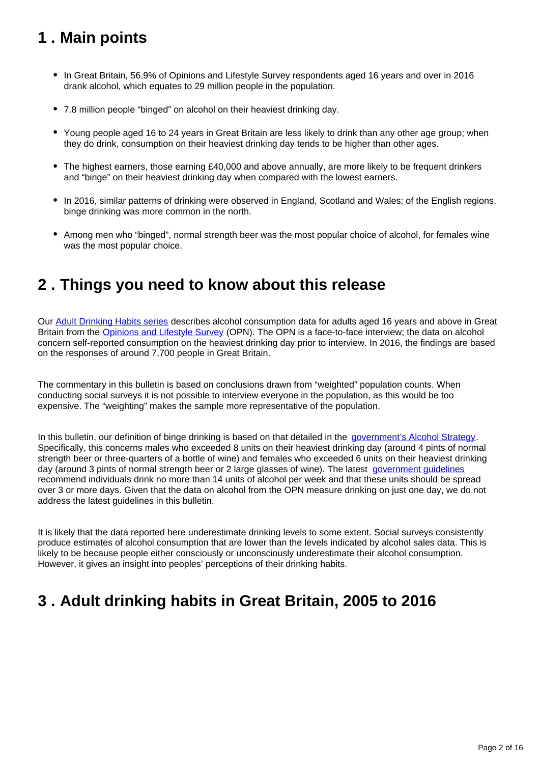## 1 . Main points

- In Great Britain, 56.9% of Opinions and Lifestyle Survey respondents aged 16 years and over in 2016 drank alcohol, which equates to 29 million people in the population.
- 7.8 million people "binged" on alcohol on their heaviest drinking day.
- Young people aged 16 to 24 years in Great Britain are less likely to drink than any other age group; when they do drink, consumption on their heaviest drinking day tends to be higher than other ages.
- The highest earners, those earning £40,000 and above annually, are more likely to be frequent drinkers and "binge" on their heaviest drinking day when compared with the lowest earners.
- In 2016, similar patterns of drinking were observed in England, Scotland and Wales; of the English regions, binge drinking was more common in the north.
- Among men who "binged", normal strength beer was the most popular choice of alcohol, for females wine was the most popular choice.

## 2 . Things you need to know about this release

Our Adult Drinking Habits series describes alcohol consumption data for adults aged 16 years and above in Great Britain from the Opinions and Lifestyle Survey (OPN). The OPN is a face-to-face interview; the data on alcohol concern self-reported consumption on the heaviest drinking day prior to interview. In 2016, the findings are based on the responses of around 7,700 people in Great Britain.

The commentary in this bulletin is based on conclusions drawn from "weighted" population counts. When conducting social surveys it is not possible to interview everyone in the population, as this would be too expensive. The "weighting" makes the sample more representative of the population.

In this bulletin, our definition of binge drinking is based on that detailed in the government's Alcohol Strategy. Specifically, this concerns males who exceeded 8 units on their heaviest drinking day (around 4 pints of normal strength beer or three-quarters of a bottle of wine) and females who exceeded 6 units on their heaviest drinking day (around 3 pints of normal strength beer or 2 large glasses of wine). The latest government guidelines recommend individuals drink no more than 14 units of alcohol per week and that these units should be spread over 3 or more days. Given that the data on alcohol from the OPN measure drinking on just one day, we do not address the latest guidelines in this bulletin.

It is likely that the data reported here underestimate drinking levels to some extent. Social surveys consistently produce estimates of alcohol consumption that are lower than the levels indicated by alcohol sales data. This is likely to be because people either consciously or unconsciously underestimate their alcohol consumption. However, it gives an insight into peoples' perceptions of their drinking habits.

## 3 . Adult drinking habits in Great Britain, 2005 to 2016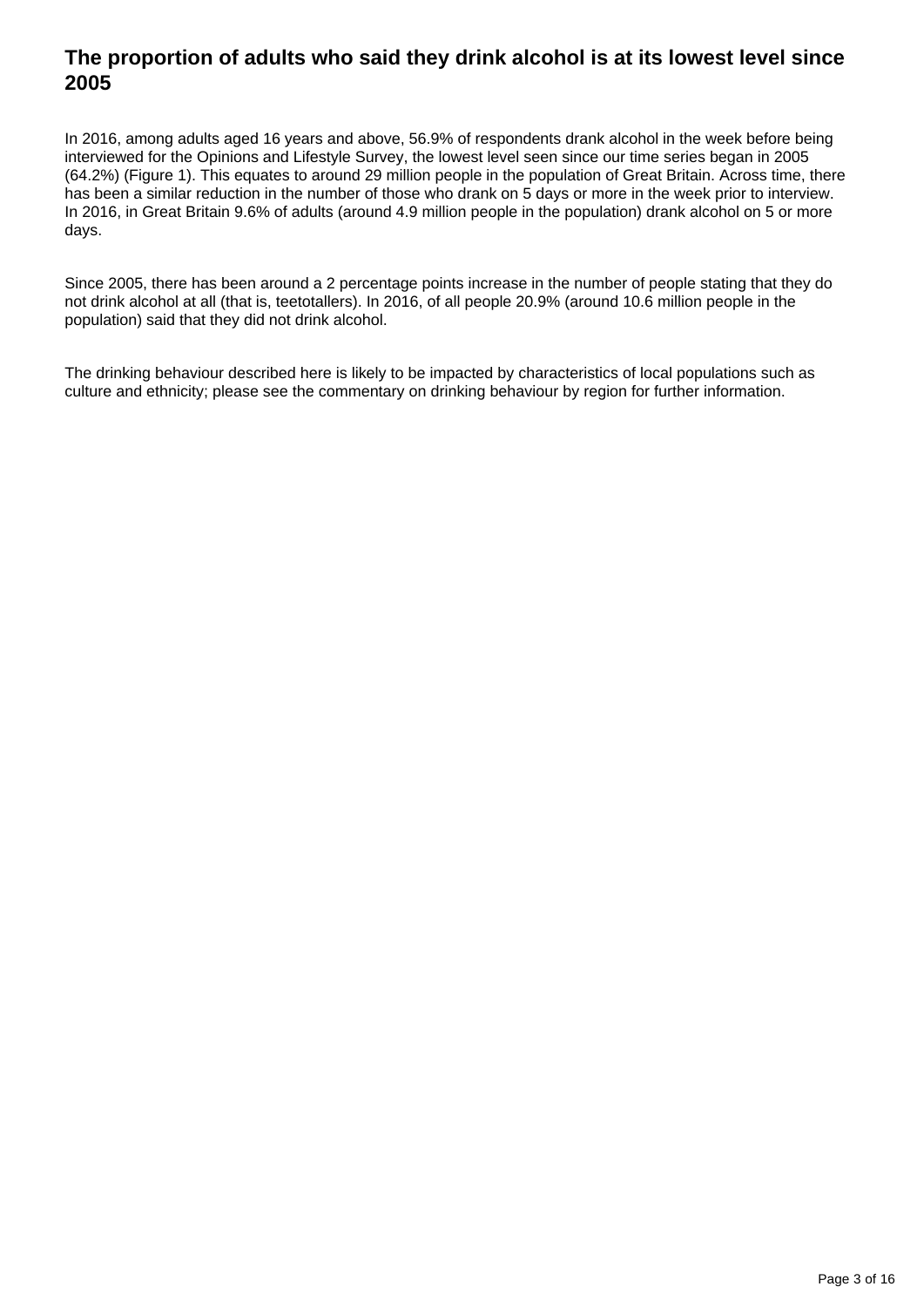## The proportion of adults who said they drink alcohol is at its lowest level since 2005

In 2016, among adults aged 16 years and above, 56.9% of respondents drank alcohol in the week before being interviewed for the Opinions and Lifestyle Survey, the lowest level seen since our time series began in 2005 (64.2%) (Figure 1). This equates to around 29 million people in the population of Great Britain. Across time, there has been a similar reduction in the number of those who drank on 5 days or more in the week prior to interview. In 2016, in Great Britain 9.6% of adults (around 4.9 million people in the population) drank alcohol on 5 or more days.

Since 2005, there has been around a 2 percentage points increase in the number of people stating that they do not drink alcohol at all (that is, teetotallers). In 2016, of all people 20.9% (around 10.6 million people in the population) said that they did not drink alcohol.

The drinking behaviour described here is likely to be impacted by characteristics of local populations such as culture and ethnicity; please see the commentary on drinking behaviour by region for further information.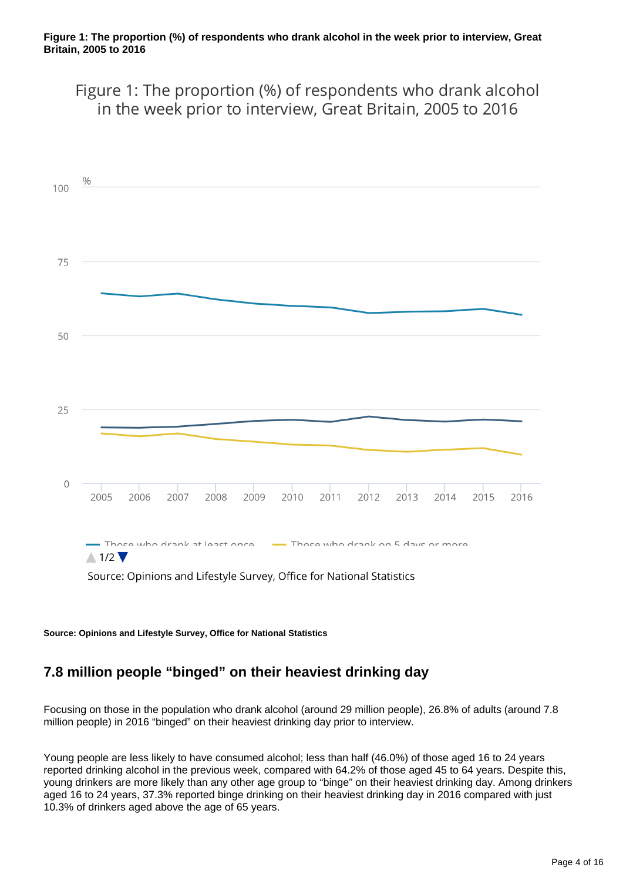**Figure 1: The proportion (%) of respondents who drank alcohol in the week prior to interview, Great Britain, 2005 to 2016**

Figure 1: The proportion (%) of respondents who drank alcohol in the week prior to interview, Great Britain, 2005 to 2016

Source: Opinions and Lifestyle Survey, Office for National Statistics

**Source: Opinions and Lifestyle Survey, Office for National Statistics**

## 7.8 million people "binged" on their heaviest drinking day

Focusing on those in the population who drank alcohol (around 29 million people), 26.8% of adults (around 7.8 million people) in 2016 "binged" on their heaviest drinking day prior to interview.

Young people are less likely to have consumed alcohol; less than half (46.0%) of those aged 16 to 24 years reported drinking alcohol in the previous week, compared with 64.2% of those aged 45 to 64 years. Despite this, young drinkers are more likely than any other age group to "binge" on their heaviest drinking day. Among drinkers aged 16 to 24 years, 37.3% reported binge drinking on their heaviest drinking day in 2016 compared with just 10.3% of drinkers aged above the age of 65 years.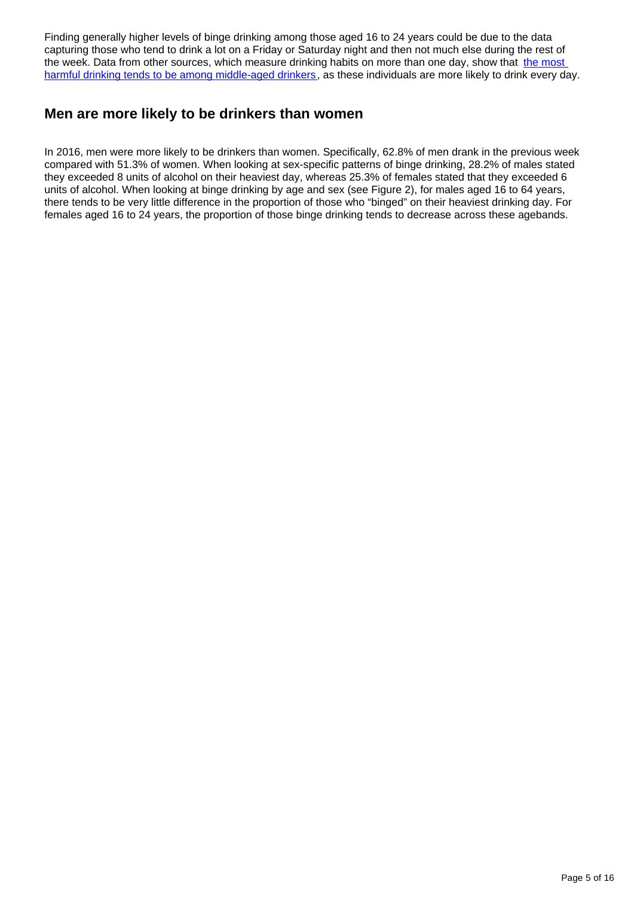Finding generally higher levels of binge drinking among those aged 16 to 24 years could be due to the data capturing those who tend to drink a lot on a Friday or Saturday night and then not much else during the rest of the week. Data from other sources, which measure drinking habits on more than one day, show that [the most harmful drinking tends to be among middle-aged drinkers](), as these individuals are more likely to drink every day.

## Men are more likely to be drinkers than women

In 2016, men were more likely to be drinkers than women. Specifically, 62.8% of men drank in the previous week compared with 51.3% of women. When looking at sex-specific patterns of binge drinking, 28.2% of males stated they exceeded 8 units of alcohol on their heaviest day, whereas 25.3% of females stated that they exceeded 6 units of alcohol. When looking at binge drinking by age and sex (see Figure 2), for males aged 16 to 64 years, there tends to be very little difference in the proportion of those who "binged" on their heaviest drinking day. For females aged 16 to 24 years, the proportion of those binge drinking tends to decrease across these agebands.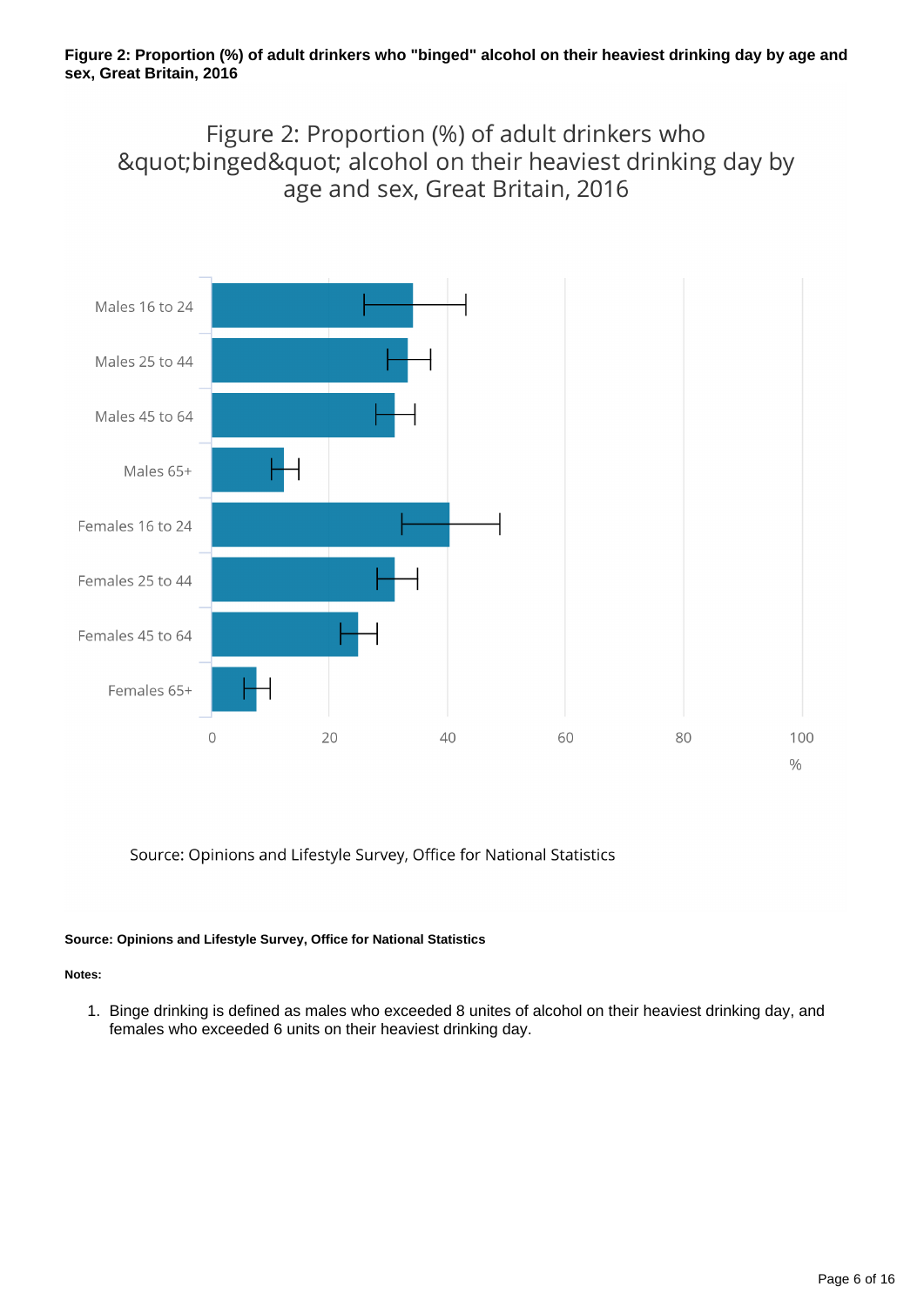**Figure 2: Proportion (%) of adult drinkers who "binged" alcohol on their heaviest drinking day by age and sex, Great Britain, 2016**

Figure 2: Proportion (%) of adult drinkers who &quot;binged&quot; alcohol on their heaviest drinking day by age and sex, Great Britain, 2016

Males 16 to 24

Males 25 to 44

Males 45 to 64

Males 65+

Females 16 to 24

Females 25 to 44

Females 45 to 64

Females 65+

0 20 40 60 80 100

%

Source: Opinions and Lifestyle Survey, Office for National Statistics

**Source: Opinions and Lifestyle Survey, Office for National Statistics**

**Notes:**

1. Binge drinking is defined as males who exceeded 8 unites of alcohol on their heaviest drinking day, and females who exceeded 6 units on their heaviest drinking day.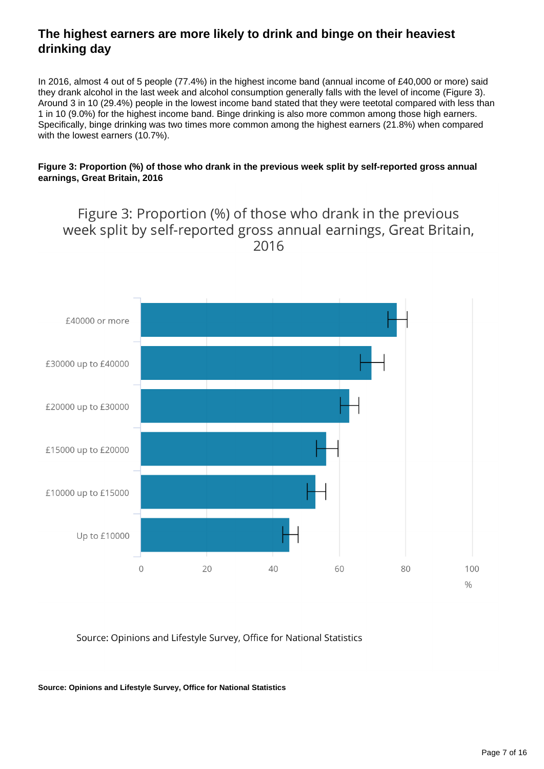## The highest earners are more likely to drink and binge on their heaviest drinking day

In 2016, almost 4 out of 5 people (77.4%) in the highest income band (annual income of £40,000 or more) said they drank alcohol in the last week and alcohol consumption generally falls with the level of income (Figure 3). Around 3 in 10 (29.4%) people in the lowest income band stated that they were teetotal compared with less than 1 in 10 (9.0%) for the highest income band. Binge drinking is also more common among those high earners. Specifically, binge drinking was two times more common among the highest earners (21.8%) when compared with the lowest earners (10.7%).

**Figure 3: Proportion (%) of those who drank in the previous week split by self-reported gross annual earnings, Great Britain, 2016**

Figure 3: Proportion (%) of those who drank in the previous week split by self-reported gross annual earnings, Great Britain, 2016

£40000 or more

£30000 up to £40000

£20000 up to £30000

£15000 up to £20000

£10000 up to £15000

Up to £10000

0 20 40 60 80 100

%

Source: Opinions and Lifestyle Survey, Office for National Statistics

**Source: Opinions and Lifestyle Survey, Office for National Statistics**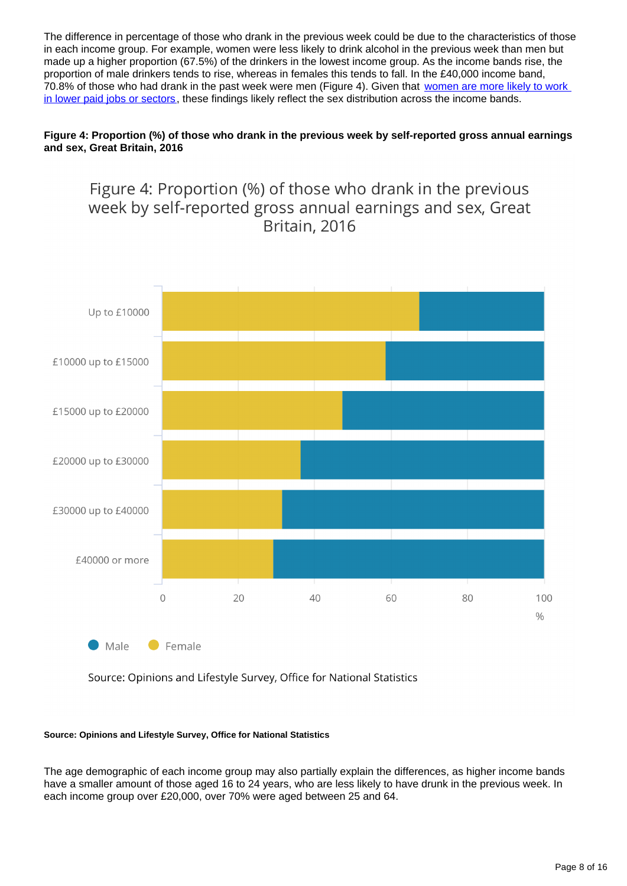The difference in percentage of those who drank in the previous week could be due to the characteristics of those in each income group. For example, women were less likely to drink alcohol in the previous week than men but made up a higher proportion (67.5%) of the drinkers in the lowest income group. As the income bands rise, the proportion of male drinkers tends to rise, whereas in females this tends to fall. In the £40,000 income band, 70.8% of those who had drank in the past week were men (Figure 4). Given that [women are more likely to work in lower paid jobs or sectors](), these findings likely reflect the sex distribution across the income bands.

**Figure 4: Proportion (%) of those who drank in the previous week by self-reported gross annual earnings and sex, Great Britain, 2016**

Figure 4: Proportion (%) of those who drank in the previous week by self-reported gross annual earnings and sex, Great Britain, 2016

Up to £10000

£10000 up to £15000

£15000 up to £20000

£20000 up to £30000

£30000 up to £40000

£40000 or more

0 20 40 60 80 100

%

Male Female

Source: Opinions and Lifestyle Survey, Office for National Statistics

**Source: Opinions and Lifestyle Survey, Office for National Statistics**

The age demographic of each income group may also partially explain the differences, as higher income bands have a smaller amount of those aged 16 to 24 years, who are less likely to have drunk in the previous week. In each income group over £20,000, over 70% were aged between 25 and 64.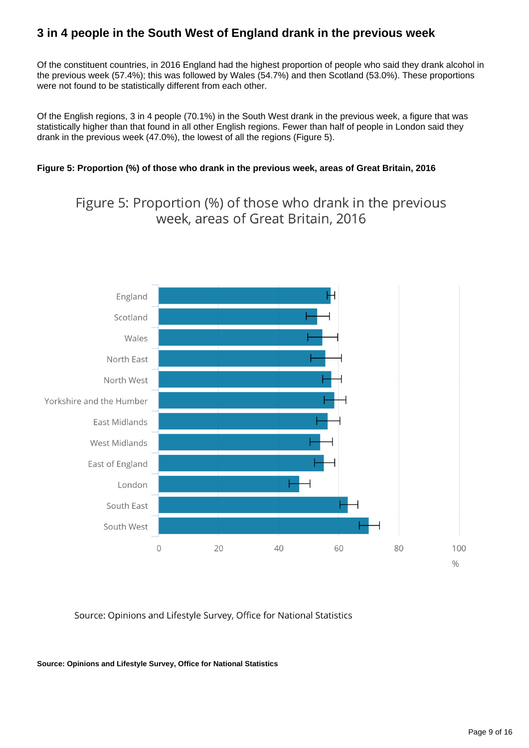## 3 in 4 people in the South West of England drank in the previous week

Of the constituent countries, in 2016 England had the highest proportion of people who said they drank alcohol in the previous week (57.4%); this was followed by Wales (54.7%) and then Scotland (53.0%). These proportions were not found to be statistically different from each other.

Of the English regions, 3 in 4 people (70.1%) in the South West drank in the previous week, a figure that was statistically higher than that found in all other English regions. Fewer than half of people in London said they drank in the previous week (47.0%), the lowest of all the regions (Figure 5).

**Figure 5: Proportion (%) of those who drank in the previous week, areas of Great Britain, 2016**

Figure 5: Proportion (%) of those who drank in the previous week, areas of Great Britain, 2016

Source: Opinions and Lifestyle Survey, Office for National Statistics

**Source: Opinions and Lifestyle Survey, Office for National Statistics**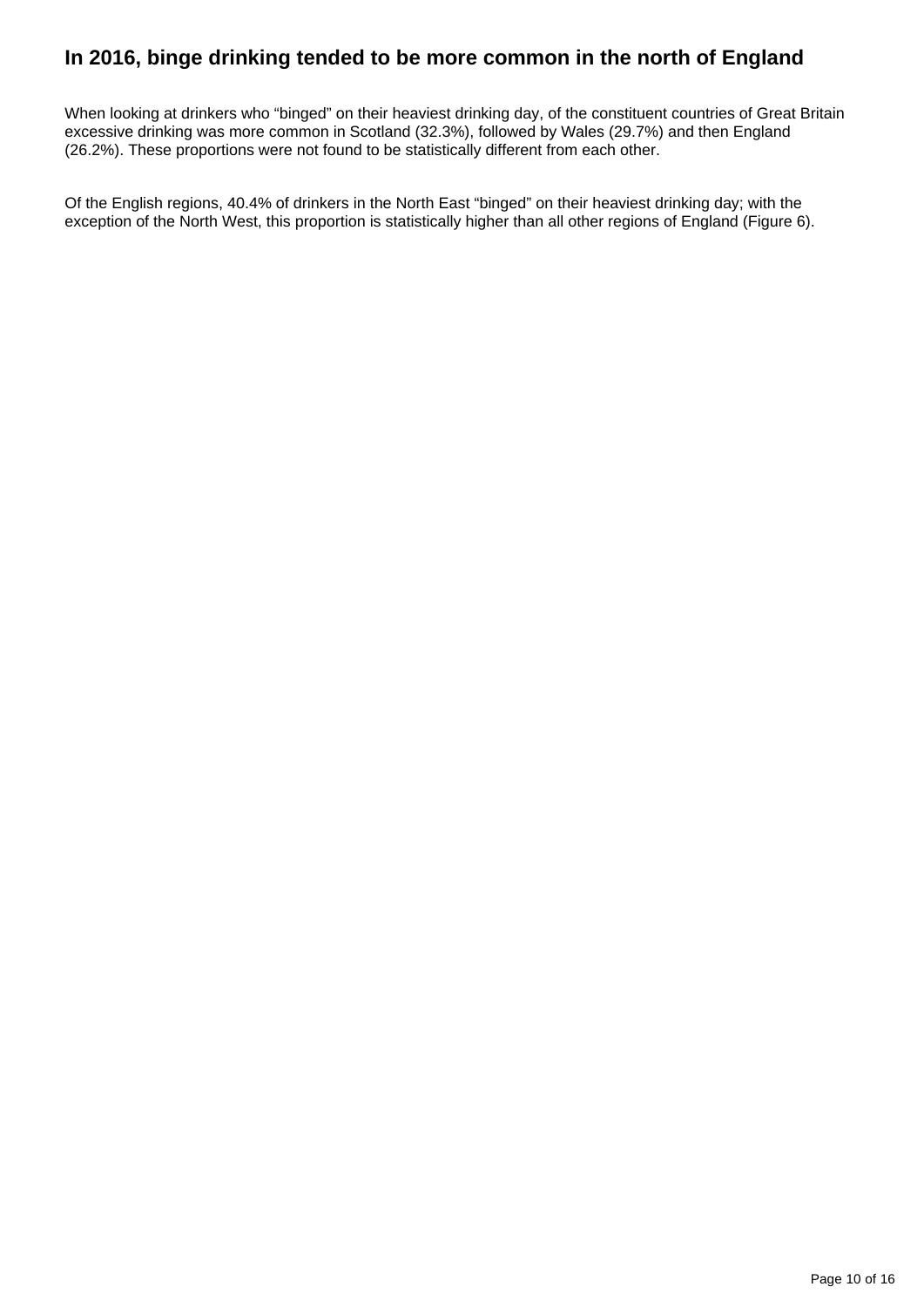## In 2016, binge drinking tended to be more common in the north of England

When looking at drinkers who “binged” on their heaviest drinking day, of the constituent countries of Great Britain excessive drinking was more common in Scotland (32.3%), followed by Wales (29.7%) and then England (26.2%). These proportions were not found to be statistically different from each other.

Of the English regions, 40.4% of drinkers in the North East “binged” on their heaviest drinking day; with the exception of the North West, this proportion is statistically higher than all other regions of England (Figure 6).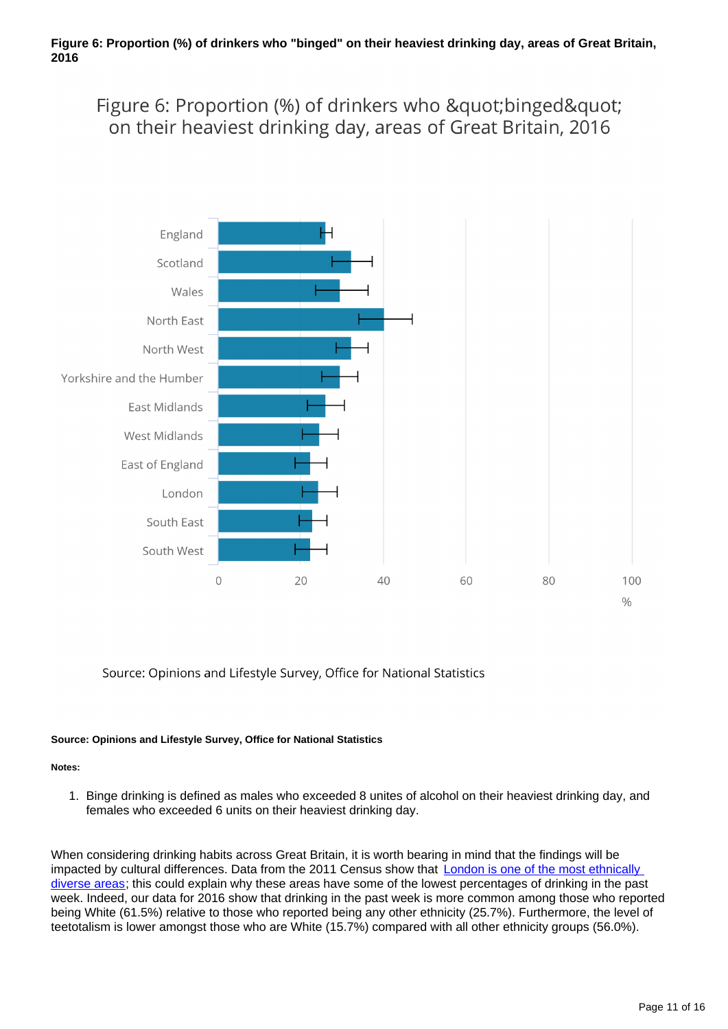**Figure 6: Proportion (%) of drinkers who "binged" on their heaviest drinking day, areas of Great Britain, 2016**

Figure 6: Proportion (%) of drinkers who &quot;binged&quot; on their heaviest drinking day, areas of Great Britain, 2016

Source: Opinions and Lifestyle Survey, Office for National Statistics

**Source: Opinions and Lifestyle Survey, Office for National Statistics**

**Notes:**

1. Binge drinking is defined as males who exceeded 8 unites of alcohol on their heaviest drinking day, and females who exceeded 6 units on their heaviest drinking day.

When considering drinking habits across Great Britain, it is worth bearing in mind that the findings will be impacted by cultural differences. Data from the 2011 Census show that [London is one of the most ethnically diverse areas](); this could explain why these areas have some of the lowest percentages of drinking in the past week. Indeed, our data for 2016 show that drinking in the past week is more common among those who reported being White (61.5%) relative to those who reported being any other ethnicity (25.7%). Furthermore, the level of teetotalism is lower amongst those who are White (15.7%) compared with all other ethnicity groups (56.0%).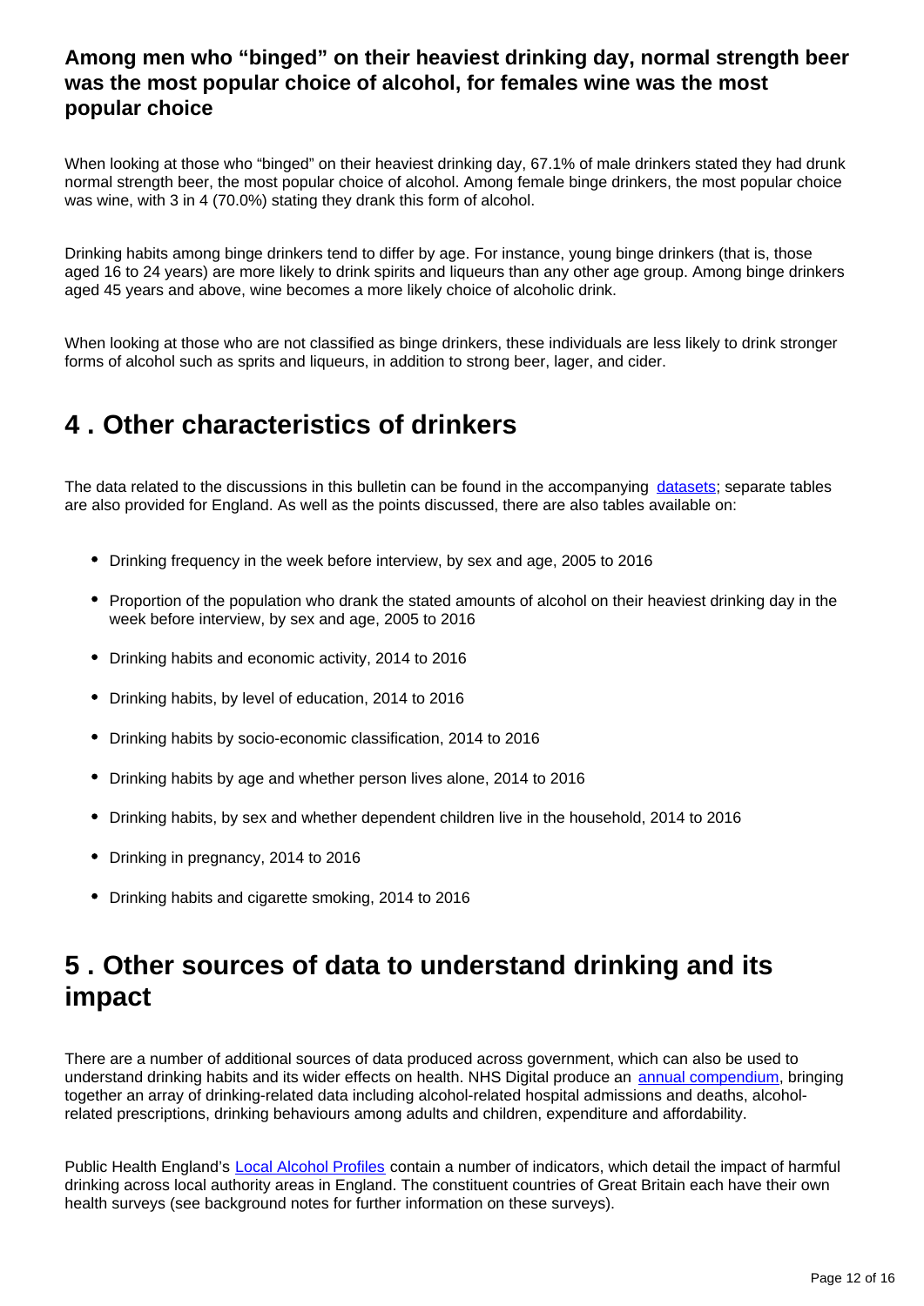### Among men who "binged" on their heaviest drinking day, normal strength beer was the most popular choice of alcohol, for females wine was the most popular choice

When looking at those who "binged" on their heaviest drinking day, 67.1% of male drinkers stated they had drunk normal strength beer, the most popular choice of alcohol. Among female binge drinkers, the most popular choice was wine, with 3 in 4 (70.0%) stating they drank this form of alcohol.

Drinking habits among binge drinkers tend to differ by age. For instance, young binge drinkers (that is, those aged 16 to 24 years) are more likely to drink spirits and liqueurs than any other age group. Among binge drinkers aged 45 years and above, wine becomes a more likely choice of alcoholic drink.

When looking at those who are not classified as binge drinkers, these individuals are less likely to drink stronger forms of alcohol such as sprits and liqueurs, in addition to strong beer, lager, and cider.

## 4 . Other characteristics of drinkers

The data related to the discussions in this bulletin can be found in the accompanying datasets; separate tables are also provided for England. As well as the points discussed, there are also tables available on:

- Drinking frequency in the week before interview, by sex and age, 2005 to 2016
- Proportion of the population who drank the stated amounts of alcohol on their heaviest drinking day in the week before interview, by sex and age, 2005 to 2016
- Drinking habits and economic activity, 2014 to 2016
- Drinking habits, by level of education, 2014 to 2016
- Drinking habits by socio-economic classification, 2014 to 2016
- Drinking habits by age and whether person lives alone, 2014 to 2016
- Drinking habits, by sex and whether dependent children live in the household, 2014 to 2016
- Drinking in pregnancy, 2014 to 2016
- Drinking habits and cigarette smoking, 2014 to 2016

## 5 . Other sources of data to understand drinking and its impact

There are a number of additional sources of data produced across government, which can also be used to understand drinking habits and its wider effects on health. NHS Digital produce an annual compendium, bringing together an array of drinking-related data including alcohol-related hospital admissions and deaths, alcohol-related prescriptions, drinking behaviours among adults and children, expenditure and affordability.

Public Health England's Local Alcohol Profiles contain a number of indicators, which detail the impact of harmful drinking across local authority areas in England. The constituent countries of Great Britain each have their own health surveys (see background notes for further information on these surveys).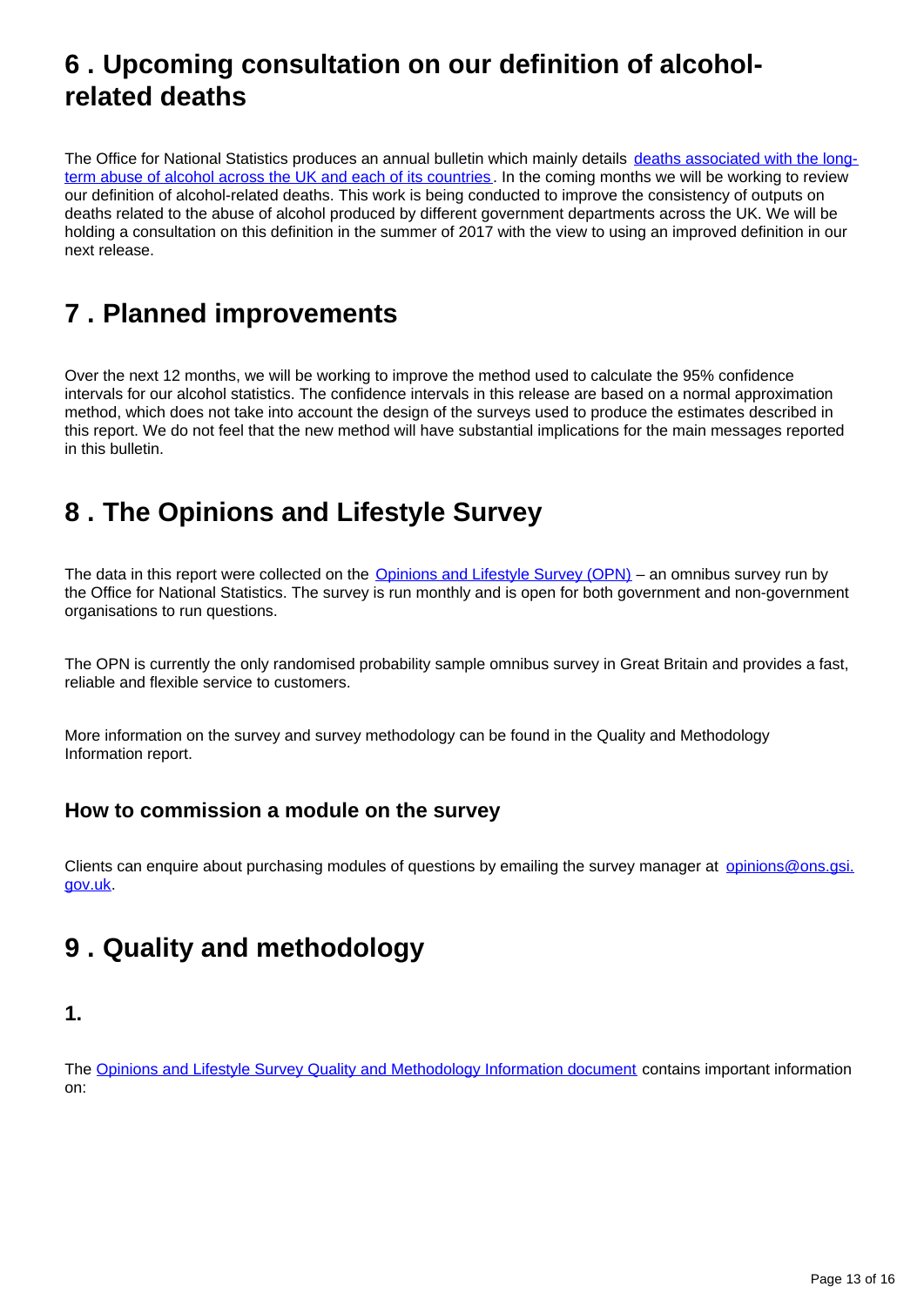## 6 . Upcoming consultation on our definition of alcohol-related deaths

The Office for National Statistics produces an annual bulletin which mainly details [deaths associated with the long-term abuse of alcohol across the UK and each of its countries](). In the coming months we will be working to review our definition of alcohol-related deaths. This work is being conducted to improve the consistency of outputs on deaths related to the abuse of alcohol produced by different government departments across the UK. We will be holding a consultation on this definition in the summer of 2017 with the view to using an improved definition in our next release.

## 7 . Planned improvements

Over the next 12 months, we will be working to improve the method used to calculate the 95% confidence intervals for our alcohol statistics. The confidence intervals in this release are based on a normal approximation method, which does not take into account the design of the surveys used to produce the estimates described in this report. We do not feel that the new method will have substantial implications for the main messages reported in this bulletin.

## 8 . The Opinions and Lifestyle Survey

The data in this report were collected on the [Opinions and Lifestyle Survey (OPN)]() – an omnibus survey run by the Office for National Statistics. The survey is run monthly and is open for both government and non-government organisations to run questions.

The OPN is currently the only randomised probability sample omnibus survey in Great Britain and provides a fast, reliable and flexible service to customers.

More information on the survey and survey methodology can be found in the Quality and Methodology Information report.

### How to commission a module on the survey

Clients can enquire about purchasing modules of questions by emailing the survey manager at [opinions@ons.gsi.gov.uk]().

## 9 . Quality and methodology

### 1.

The [Opinions and Lifestyle Survey Quality and Methodology Information document]() contains important information on: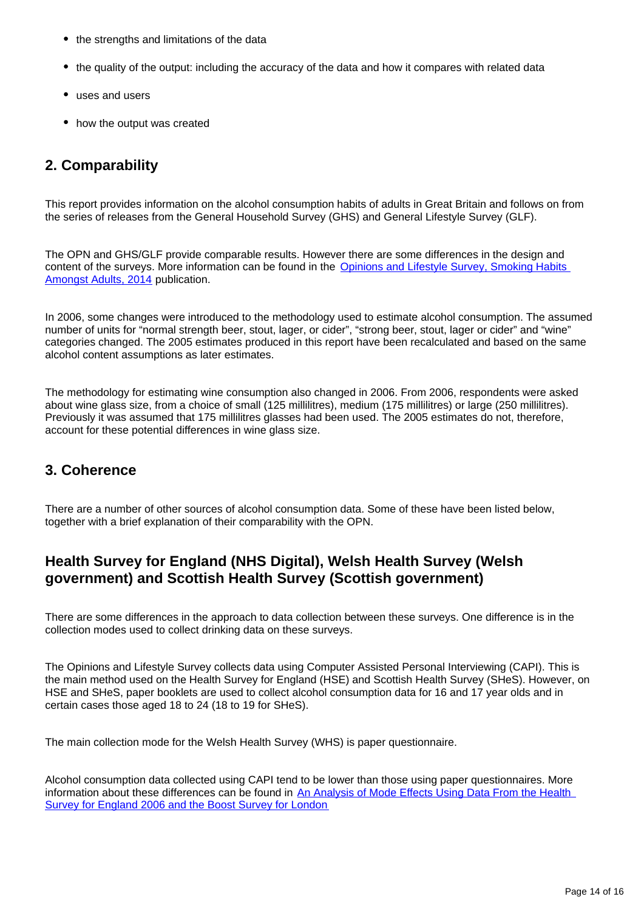- the strengths and limitations of the data
- the quality of the output: including the accuracy of the data and how it compares with related data
- uses and users
- how the output was created

## 2. Comparability

This report provides information on the alcohol consumption habits of adults in Great Britain and follows on from the series of releases from the General Household Survey (GHS) and General Lifestyle Survey (GLF).

The OPN and GHS/GLF provide comparable results. However there are some differences in the design and content of the surveys. More information can be found in the [Opinions and Lifestyle Survey, Smoking Habits Amongst Adults, 2014](#) publication.

In 2006, some changes were introduced to the methodology used to estimate alcohol consumption. The assumed number of units for "normal strength beer, stout, lager, or cider", "strong beer, stout, lager or cider" and "wine" categories changed. The 2005 estimates produced in this report have been recalculated and based on the same alcohol content assumptions as later estimates.

The methodology for estimating wine consumption also changed in 2006. From 2006, respondents were asked about wine glass size, from a choice of small (125 millilitres), medium (175 millilitres) or large (250 millilitres). Previously it was assumed that 175 millilitres glasses had been used. The 2005 estimates do not, therefore, account for these potential differences in wine glass size.

## 3. Coherence

There are a number of other sources of alcohol consumption data. Some of these have been listed below, together with a brief explanation of their comparability with the OPN.

### Health Survey for England (NHS Digital), Welsh Health Survey (Welsh government) and Scottish Health Survey (Scottish government)

There are some differences in the approach to data collection between these surveys. One difference is in the collection modes used to collect drinking data on these surveys.

The Opinions and Lifestyle Survey collects data using Computer Assisted Personal Interviewing (CAPI). This is the main method used on the Health Survey for England (HSE) and Scottish Health Survey (SHeS). However, on HSE and SHeS, paper booklets are used to collect alcohol consumption data for 16 and 17 year olds and in certain cases those aged 18 to 24 (18 to 19 for SHeS).

The main collection mode for the Welsh Health Survey (WHS) is paper questionnaire.

Alcohol consumption data collected using CAPI tend to be lower than those using paper questionnaires. More information about these differences can be found in [An Analysis of Mode Effects Using Data From the Health Survey for England 2006 and the Boost Survey for London](#)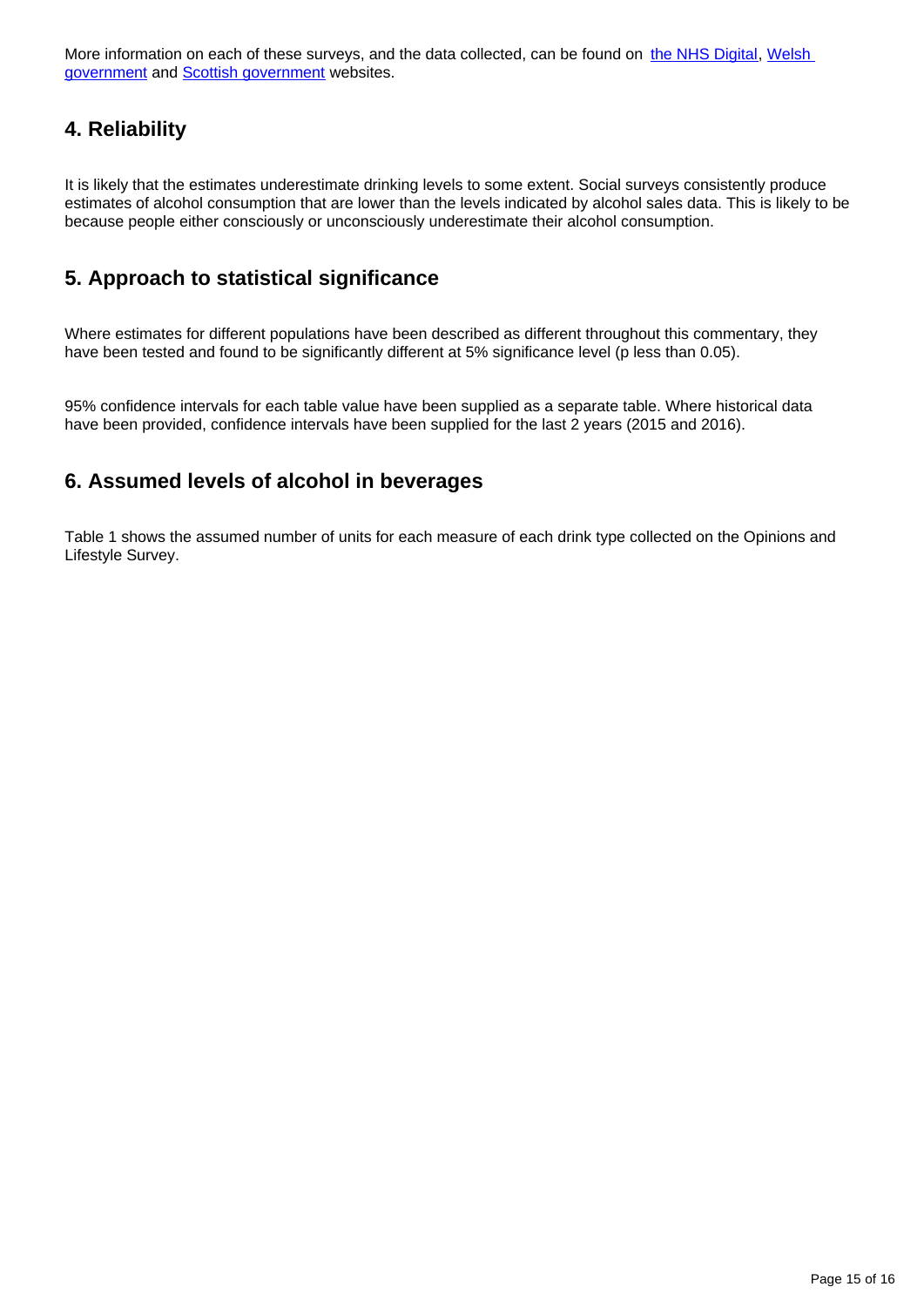More information on each of these surveys, and the data collected, can be found on [the NHS Digital](), [Welsh government]() and [Scottish government]() websites.

## 4. Reliability

It is likely that the estimates underestimate drinking levels to some extent. Social surveys consistently produce estimates of alcohol consumption that are lower than the levels indicated by alcohol sales data. This is likely to be because people either consciously or unconsciously underestimate their alcohol consumption.

## 5. Approach to statistical significance

Where estimates for different populations have been described as different throughout this commentary, they have been tested and found to be significantly different at 5% significance level (p less than 0.05).

95% confidence intervals for each table value have been supplied as a separate table. Where historical data have been provided, confidence intervals have been supplied for the last 2 years (2015 and 2016).

## 6. Assumed levels of alcohol in beverages

Table 1 shows the assumed number of units for each measure of each drink type collected on the Opinions and Lifestyle Survey.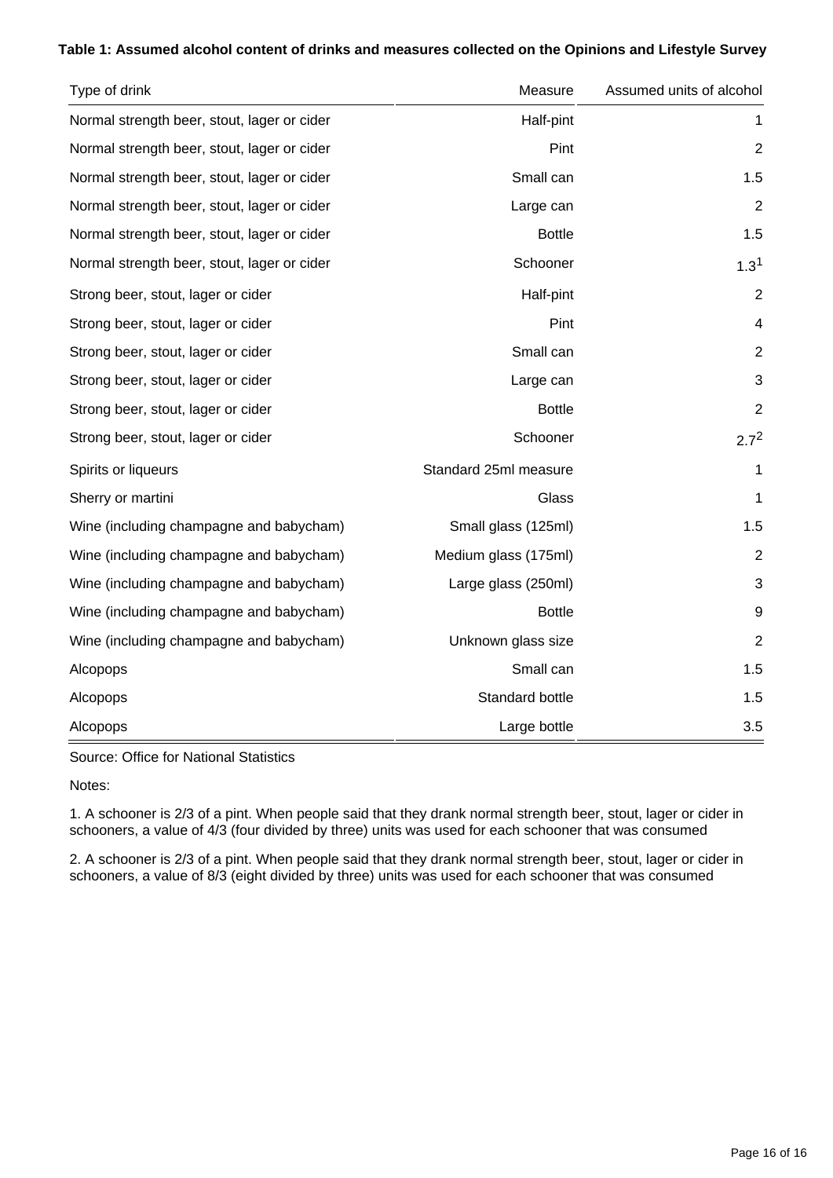**Table 1: Assumed alcohol content of drinks and measures collected on the Opinions and Lifestyle Survey**

| Type of drink | Measure | Assumed units of alcohol |
|---|---|---|
| Normal strength beer, stout, lager or cider | Half-pint | 1 |
| Normal strength beer, stout, lager or cider | Pint | 2 |
| Normal strength beer, stout, lager or cider | Small can | 1.5 |
| Normal strength beer, stout, lager or cider | Large can | 2 |
| Normal strength beer, stout, lager or cider | Bottle | 1.5 |
| Normal strength beer, stout, lager or cider | Schooner | 1.3[1] |
| Strong beer, stout, lager or cider | Half-pint | 2 |
| Strong beer, stout, lager or cider | Pint | 4 |
| Strong beer, stout, lager or cider | Small can | 2 |
| Strong beer, stout, lager or cider | Large can | 3 |
| Strong beer, stout, lager or cider | Bottle | 2 |
| Strong beer, stout, lager or cider | Schooner | 2.7[2] |
| Spirits or liqueurs | Standard 25ml measure | 1 |
| Sherry or martini | Glass | 1 |
| Wine (including champagne and babycham) | Small glass (125ml) | 1.5 |
| Wine (including champagne and babycham) | Medium glass (175ml) | 2 |
| Wine (including champagne and babycham) | Large glass (250ml) | 3 |
| Wine (including champagne and babycham) | Bottle | 9 |
| Wine (including champagne and babycham) | Unknown glass size | 2 |
| Alcopops | Small can | 1.5 |
| Alcopops | Standard bottle | 1.5 |
| Alcopops | Large bottle | 3.5 |

Source: Office for National Statistics

Notes:

1. A schooner is 2/3 of a pint. When people said that they drank normal strength beer, stout, lager or cider in schooners, a value of 4/3 (four divided by three) units was used for each schooner that was consumed

2. A schooner is 2/3 of a pint. When people said that they drank normal strength beer, stout, lager or cider in schooners, a value of 8/3 (eight divided by three) units was used for each schooner that was consumed